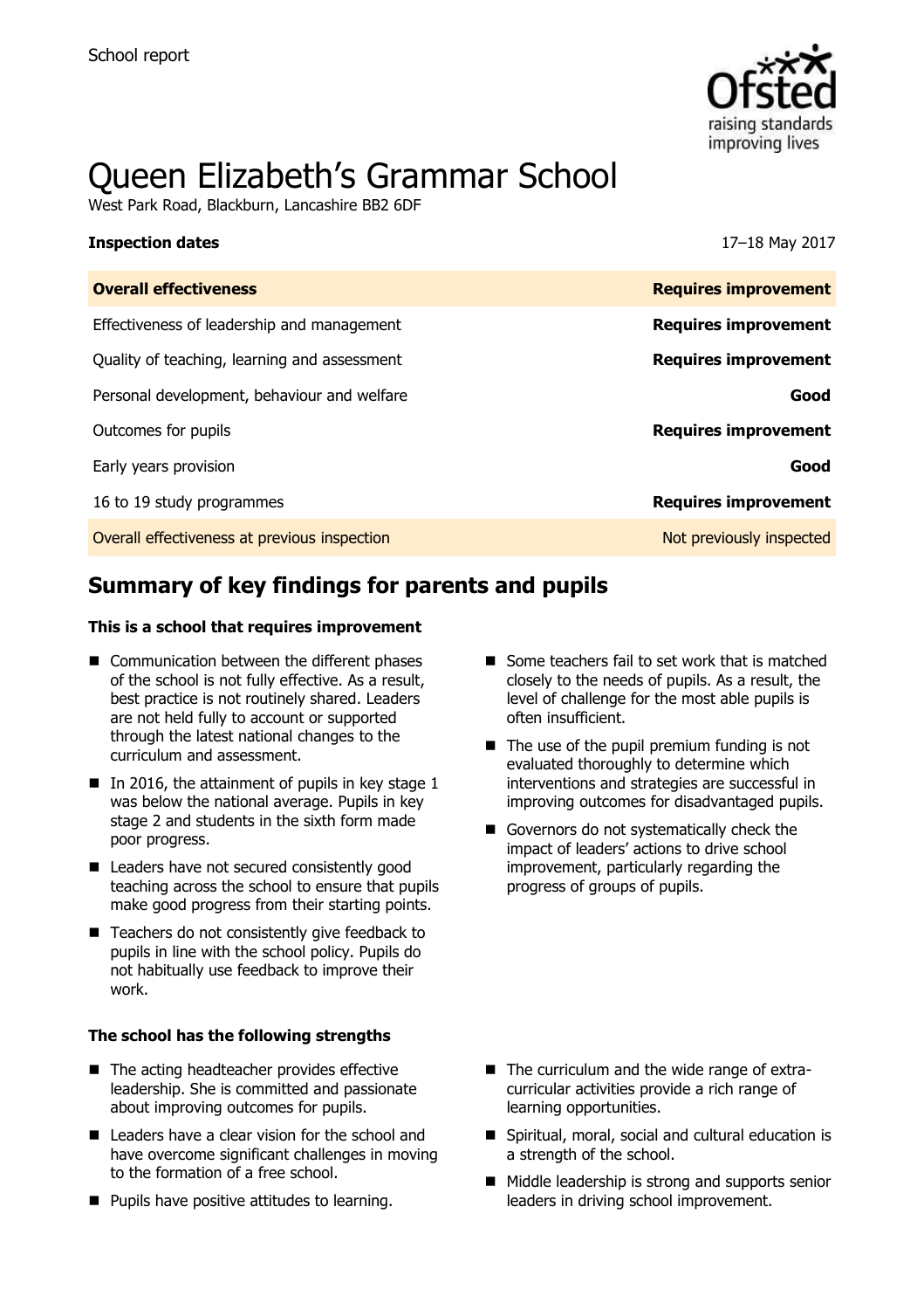School report

# Queen Elizabeth's Grammar School

West Park Road, Blackburn, Lancashire BB2 6DF

| **Inspection dates** | 17–18 May 2017 |
|---|---|
| **Overall effectiveness** | **Requires improvement** |
| Effectiveness of leadership and management | **Requires improvement** |
| Quality of teaching, learning and assessment | **Requires improvement** |
| Personal development, behaviour and welfare | **Good** |
| Outcomes for pupils | **Requires improvement** |
| Early years provision | **Good** |
| 16 to 19 study programmes | **Requires improvement** |
| Overall effectiveness at previous inspection | Not previously inspected |

## Summary of key findings for parents and pupils

**This is a school that requires improvement**

- Communication between the different phases of the school is not fully effective. As a result, best practice is not routinely shared. Leaders are not held fully to account or supported through the latest national changes to the curriculum and assessment.
- In 2016, the attainment of pupils in key stage 1 was below the national average. Pupils in key stage 2 and students in the sixth form made poor progress.
- Leaders have not secured consistently good teaching across the school to ensure that pupils make good progress from their starting points.
- Teachers do not consistently give feedback to pupils in line with the school policy. Pupils do not habitually use feedback to improve their work.
- Some teachers fail to set work that is matched closely to the needs of pupils. As a result, the level of challenge for the most able pupils is often insufficient.
- The use of the pupil premium funding is not evaluated thoroughly to determine which interventions and strategies are successful in improving outcomes for disadvantaged pupils.
- Governors do not systematically check the impact of leaders' actions to drive school improvement, particularly regarding the progress of groups of pupils.

**The school has the following strengths**

- The acting headteacher provides effective leadership. She is committed and passionate about improving outcomes for pupils.
- Leaders have a clear vision for the school and have overcome significant challenges in moving to the formation of a free school.
- Pupils have positive attitudes to learning.
- The curriculum and the wide range of extra-curricular activities provide a rich range of learning opportunities.
- Spiritual, moral, social and cultural education is a strength of the school.
- Middle leadership is strong and supports senior leaders in driving school improvement.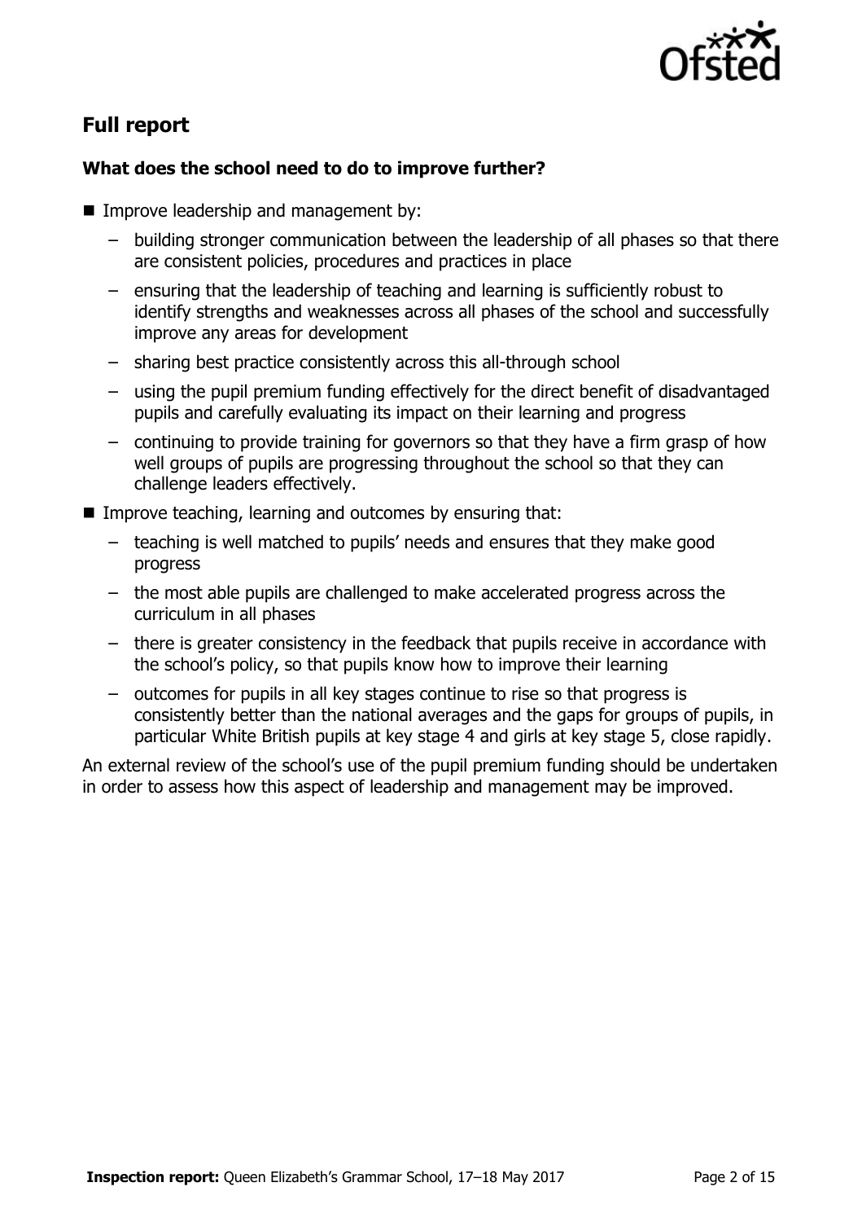## Full report

### What does the school need to do to improve further?

- Improve leadership and management by:
  - building stronger communication between the leadership of all phases so that there are consistent policies, procedures and practices in place
  - ensuring that the leadership of teaching and learning is sufficiently robust to identify strengths and weaknesses across all phases of the school and successfully improve any areas for development
  - sharing best practice consistently across this all-through school
  - using the pupil premium funding effectively for the direct benefit of disadvantaged pupils and carefully evaluating its impact on their learning and progress
  - continuing to provide training for governors so that they have a firm grasp of how well groups of pupils are progressing throughout the school so that they can challenge leaders effectively.
- Improve teaching, learning and outcomes by ensuring that:
  - teaching is well matched to pupils' needs and ensures that they make good progress
  - the most able pupils are challenged to make accelerated progress across the curriculum in all phases
  - there is greater consistency in the feedback that pupils receive in accordance with the school's policy, so that pupils know how to improve their learning
  - outcomes for pupils in all key stages continue to rise so that progress is consistently better than the national averages and the gaps for groups of pupils, in particular White British pupils at key stage 4 and girls at key stage 5, close rapidly.

An external review of the school's use of the pupil premium funding should be undertaken in order to assess how this aspect of leadership and management may be improved.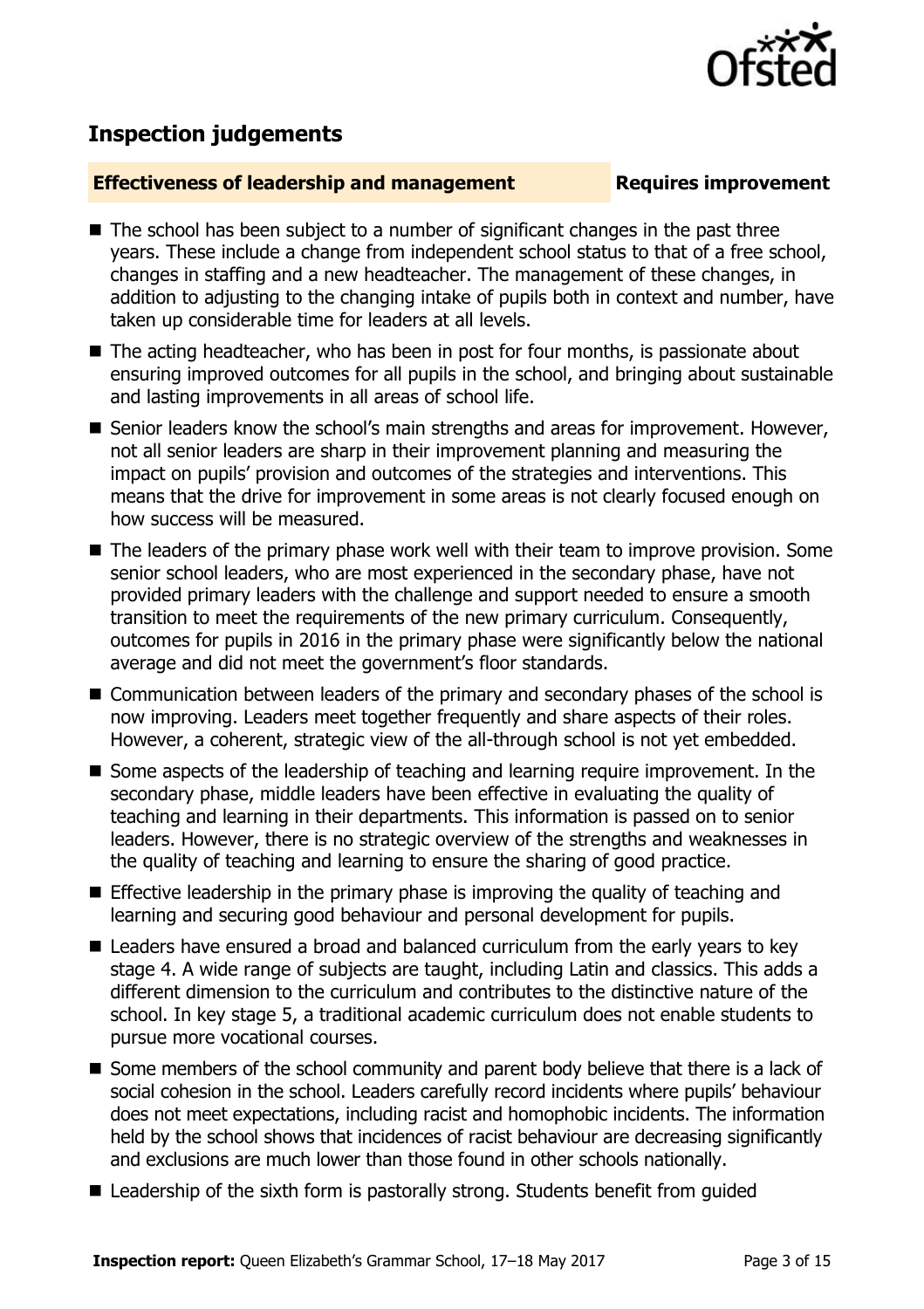## Inspection judgements

**Effectiveness of leadership and management** **Requires improvement**

- The school has been subject to a number of significant changes in the past three years. These include a change from independent school status to that of a free school, changes in staffing and a new headteacher. The management of these changes, in addition to adjusting to the changing intake of pupils both in context and number, have taken up considerable time for leaders at all levels.
- The acting headteacher, who has been in post for four months, is passionate about ensuring improved outcomes for all pupils in the school, and bringing about sustainable and lasting improvements in all areas of school life.
- Senior leaders know the school's main strengths and areas for improvement. However, not all senior leaders are sharp in their improvement planning and measuring the impact on pupils' provision and outcomes of the strategies and interventions. This means that the drive for improvement in some areas is not clearly focused enough on how success will be measured.
- The leaders of the primary phase work well with their team to improve provision. Some senior school leaders, who are most experienced in the secondary phase, have not provided primary leaders with the challenge and support needed to ensure a smooth transition to meet the requirements of the new primary curriculum. Consequently, outcomes for pupils in 2016 in the primary phase were significantly below the national average and did not meet the government's floor standards.
- Communication between leaders of the primary and secondary phases of the school is now improving. Leaders meet together frequently and share aspects of their roles. However, a coherent, strategic view of the all-through school is not yet embedded.
- Some aspects of the leadership of teaching and learning require improvement. In the secondary phase, middle leaders have been effective in evaluating the quality of teaching and learning in their departments. This information is passed on to senior leaders. However, there is no strategic overview of the strengths and weaknesses in the quality of teaching and learning to ensure the sharing of good practice.
- Effective leadership in the primary phase is improving the quality of teaching and learning and securing good behaviour and personal development for pupils.
- Leaders have ensured a broad and balanced curriculum from the early years to key stage 4. A wide range of subjects are taught, including Latin and classics. This adds a different dimension to the curriculum and contributes to the distinctive nature of the school. In key stage 5, a traditional academic curriculum does not enable students to pursue more vocational courses.
- Some members of the school community and parent body believe that there is a lack of social cohesion in the school. Leaders carefully record incidents where pupils' behaviour does not meet expectations, including racist and homophobic incidents. The information held by the school shows that incidences of racist behaviour are decreasing significantly and exclusions are much lower than those found in other schools nationally.
- Leadership of the sixth form is pastorally strong. Students benefit from guided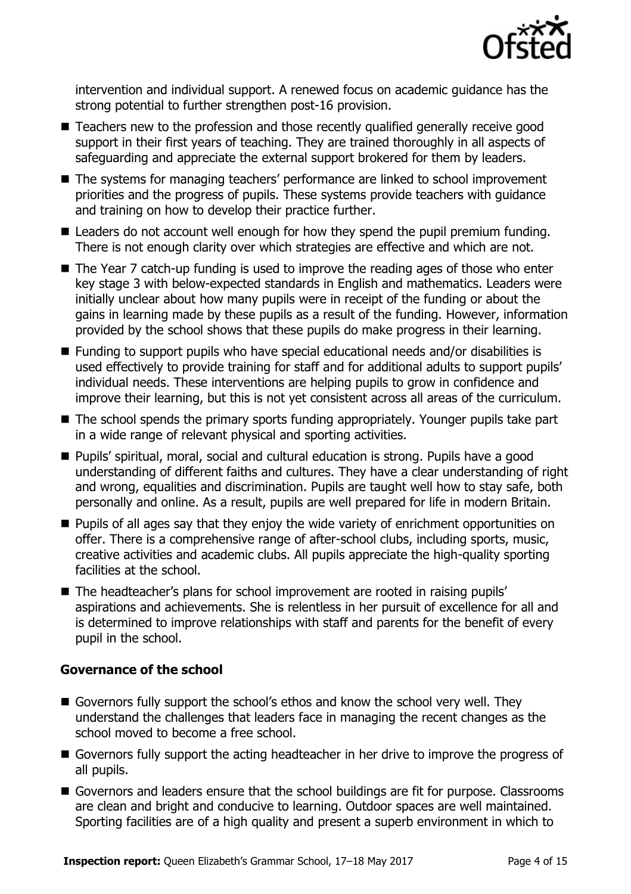intervention and individual support. A renewed focus on academic guidance has the strong potential to further strengthen post-16 provision.

- Teachers new to the profession and those recently qualified generally receive good support in their first years of teaching. They are trained thoroughly in all aspects of safeguarding and appreciate the external support brokered for them by leaders.
- The systems for managing teachers' performance are linked to school improvement priorities and the progress of pupils. These systems provide teachers with guidance and training on how to develop their practice further.
- Leaders do not account well enough for how they spend the pupil premium funding. There is not enough clarity over which strategies are effective and which are not.
- The Year 7 catch-up funding is used to improve the reading ages of those who enter key stage 3 with below-expected standards in English and mathematics. Leaders were initially unclear about how many pupils were in receipt of the funding or about the gains in learning made by these pupils as a result of the funding. However, information provided by the school shows that these pupils do make progress in their learning.
- Funding to support pupils who have special educational needs and/or disabilities is used effectively to provide training for staff and for additional adults to support pupils' individual needs. These interventions are helping pupils to grow in confidence and improve their learning, but this is not yet consistent across all areas of the curriculum.
- The school spends the primary sports funding appropriately. Younger pupils take part in a wide range of relevant physical and sporting activities.
- Pupils' spiritual, moral, social and cultural education is strong. Pupils have a good understanding of different faiths and cultures. They have a clear understanding of right and wrong, equalities and discrimination. Pupils are taught well how to stay safe, both personally and online. As a result, pupils are well prepared for life in modern Britain.
- Pupils of all ages say that they enjoy the wide variety of enrichment opportunities on offer. There is a comprehensive range of after-school clubs, including sports, music, creative activities and academic clubs. All pupils appreciate the high-quality sporting facilities at the school.
- The headteacher's plans for school improvement are rooted in raising pupils' aspirations and achievements. She is relentless in her pursuit of excellence for all and is determined to improve relationships with staff and parents for the benefit of every pupil in the school.

### Governance of the school

- Governors fully support the school's ethos and know the school very well. They understand the challenges that leaders face in managing the recent changes as the school moved to become a free school.
- Governors fully support the acting headteacher in her drive to improve the progress of all pupils.
- Governors and leaders ensure that the school buildings are fit for purpose. Classrooms are clean and bright and conducive to learning. Outdoor spaces are well maintained. Sporting facilities are of a high quality and present a superb environment in which to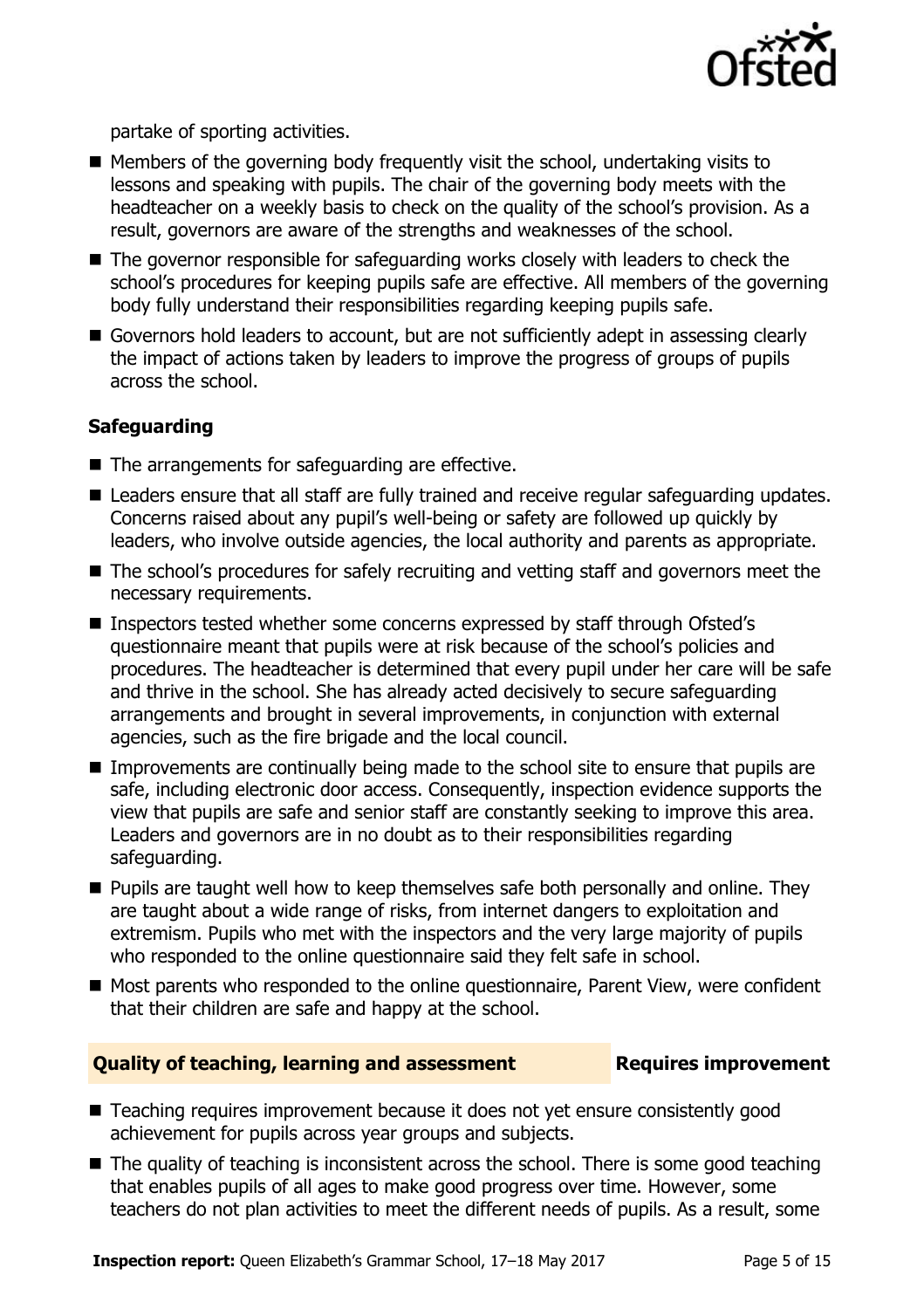partake of sporting activities.

- Members of the governing body frequently visit the school, undertaking visits to lessons and speaking with pupils. The chair of the governing body meets with the headteacher on a weekly basis to check on the quality of the school's provision. As a result, governors are aware of the strengths and weaknesses of the school.
- The governor responsible for safeguarding works closely with leaders to check the school's procedures for keeping pupils safe are effective. All members of the governing body fully understand their responsibilities regarding keeping pupils safe.
- Governors hold leaders to account, but are not sufficiently adept in assessing clearly the impact of actions taken by leaders to improve the progress of groups of pupils across the school.

### Safeguarding

- The arrangements for safeguarding are effective.
- Leaders ensure that all staff are fully trained and receive regular safeguarding updates. Concerns raised about any pupil's well-being or safety are followed up quickly by leaders, who involve outside agencies, the local authority and parents as appropriate.
- The school's procedures for safely recruiting and vetting staff and governors meet the necessary requirements.
- Inspectors tested whether some concerns expressed by staff through Ofsted's questionnaire meant that pupils were at risk because of the school's policies and procedures. The headteacher is determined that every pupil under her care will be safe and thrive in the school. She has already acted decisively to secure safeguarding arrangements and brought in several improvements, in conjunction with external agencies, such as the fire brigade and the local council.
- Improvements are continually being made to the school site to ensure that pupils are safe, including electronic door access. Consequently, inspection evidence supports the view that pupils are safe and senior staff are constantly seeking to improve this area. Leaders and governors are in no doubt as to their responsibilities regarding safeguarding.
- Pupils are taught well how to keep themselves safe both personally and online. They are taught about a wide range of risks, from internet dangers to exploitation and extremism. Pupils who met with the inspectors and the very large majority of pupils who responded to the online questionnaire said they felt safe in school.
- Most parents who responded to the online questionnaire, Parent View, were confident that their children are safe and happy at the school.

## Quality of teaching, learning and assessment — Requires improvement

- Teaching requires improvement because it does not yet ensure consistently good achievement for pupils across year groups and subjects.
- The quality of teaching is inconsistent across the school. There is some good teaching that enables pupils of all ages to make good progress over time. However, some teachers do not plan activities to meet the different needs of pupils. As a result, some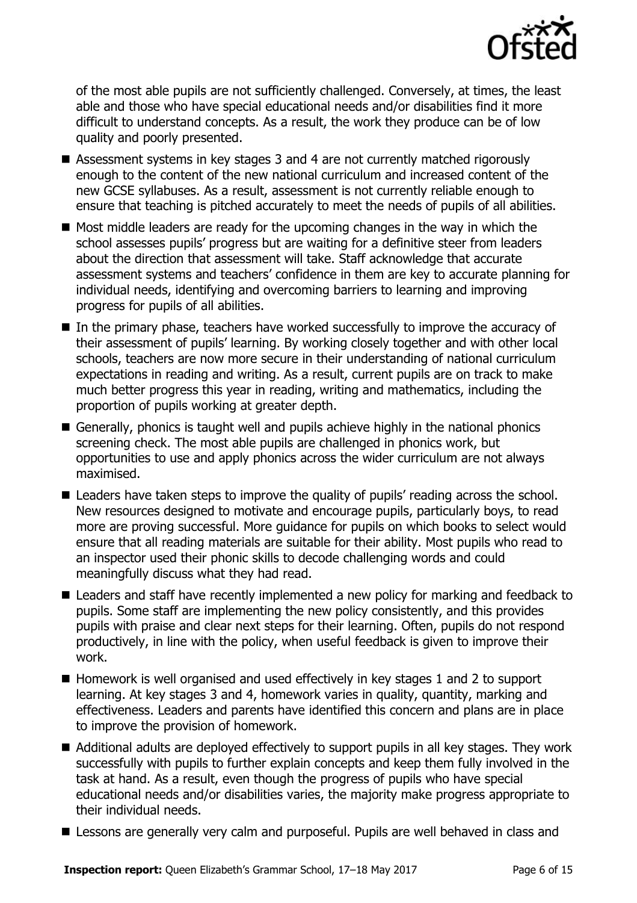of the most able pupils are not sufficiently challenged. Conversely, at times, the least able and those who have special educational needs and/or disabilities find it more difficult to understand concepts. As a result, the work they produce can be of low quality and poorly presented.

- Assessment systems in key stages 3 and 4 are not currently matched rigorously enough to the content of the new national curriculum and increased content of the new GCSE syllabuses. As a result, assessment is not currently reliable enough to ensure that teaching is pitched accurately to meet the needs of pupils of all abilities.
- Most middle leaders are ready for the upcoming changes in the way in which the school assesses pupils' progress but are waiting for a definitive steer from leaders about the direction that assessment will take. Staff acknowledge that accurate assessment systems and teachers' confidence in them are key to accurate planning for individual needs, identifying and overcoming barriers to learning and improving progress for pupils of all abilities.
- In the primary phase, teachers have worked successfully to improve the accuracy of their assessment of pupils' learning. By working closely together and with other local schools, teachers are now more secure in their understanding of national curriculum expectations in reading and writing. As a result, current pupils are on track to make much better progress this year in reading, writing and mathematics, including the proportion of pupils working at greater depth.
- Generally, phonics is taught well and pupils achieve highly in the national phonics screening check. The most able pupils are challenged in phonics work, but opportunities to use and apply phonics across the wider curriculum are not always maximised.
- Leaders have taken steps to improve the quality of pupils' reading across the school. New resources designed to motivate and encourage pupils, particularly boys, to read more are proving successful. More guidance for pupils on which books to select would ensure that all reading materials are suitable for their ability. Most pupils who read to an inspector used their phonic skills to decode challenging words and could meaningfully discuss what they had read.
- Leaders and staff have recently implemented a new policy for marking and feedback to pupils. Some staff are implementing the new policy consistently, and this provides pupils with praise and clear next steps for their learning. Often, pupils do not respond productively, in line with the policy, when useful feedback is given to improve their work.
- Homework is well organised and used effectively in key stages 1 and 2 to support learning. At key stages 3 and 4, homework varies in quality, quantity, marking and effectiveness. Leaders and parents have identified this concern and plans are in place to improve the provision of homework.
- Additional adults are deployed effectively to support pupils in all key stages. They work successfully with pupils to further explain concepts and keep them fully involved in the task at hand. As a result, even though the progress of pupils who have special educational needs and/or disabilities varies, the majority make progress appropriate to their individual needs.
- Lessons are generally very calm and purposeful. Pupils are well behaved in class and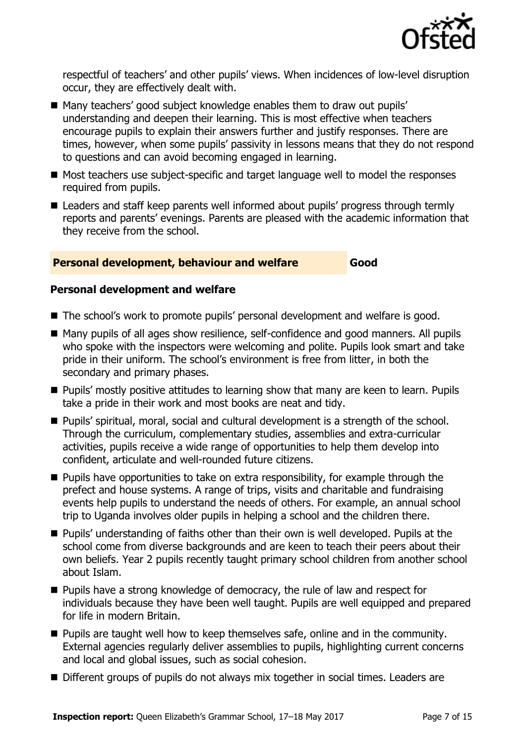respectful of teachers' and other pupils' views. When incidences of low-level disruption occur, they are effectively dealt with.

- Many teachers' good subject knowledge enables them to draw out pupils' understanding and deepen their learning. This is most effective when teachers encourage pupils to explain their answers further and justify responses. There are times, however, when some pupils' passivity in lessons means that they do not respond to questions and can avoid becoming engaged in learning.
- Most teachers use subject-specific and target language well to model the responses required from pupils.
- Leaders and staff keep parents well informed about pupils' progress through termly reports and parents' evenings. Parents are pleased with the academic information that they receive from the school.

## Personal development, behaviour and welfare — Good

### Personal development and welfare

- The school's work to promote pupils' personal development and welfare is good.
- Many pupils of all ages show resilience, self-confidence and good manners. All pupils who spoke with the inspectors were welcoming and polite. Pupils look smart and take pride in their uniform. The school's environment is free from litter, in both the secondary and primary phases.
- Pupils' mostly positive attitudes to learning show that many are keen to learn. Pupils take a pride in their work and most books are neat and tidy.
- Pupils' spiritual, moral, social and cultural development is a strength of the school. Through the curriculum, complementary studies, assemblies and extra-curricular activities, pupils receive a wide range of opportunities to help them develop into confident, articulate and well-rounded future citizens.
- Pupils have opportunities to take on extra responsibility, for example through the prefect and house systems. A range of trips, visits and charitable and fundraising events help pupils to understand the needs of others. For example, an annual school trip to Uganda involves older pupils in helping a school and the children there.
- Pupils' understanding of faiths other than their own is well developed. Pupils at the school come from diverse backgrounds and are keen to teach their peers about their own beliefs. Year 2 pupils recently taught primary school children from another school about Islam.
- Pupils have a strong knowledge of democracy, the rule of law and respect for individuals because they have been well taught. Pupils are well equipped and prepared for life in modern Britain.
- Pupils are taught well how to keep themselves safe, online and in the community. External agencies regularly deliver assemblies to pupils, highlighting current concerns and local and global issues, such as social cohesion.
- Different groups of pupils do not always mix together in social times. Leaders are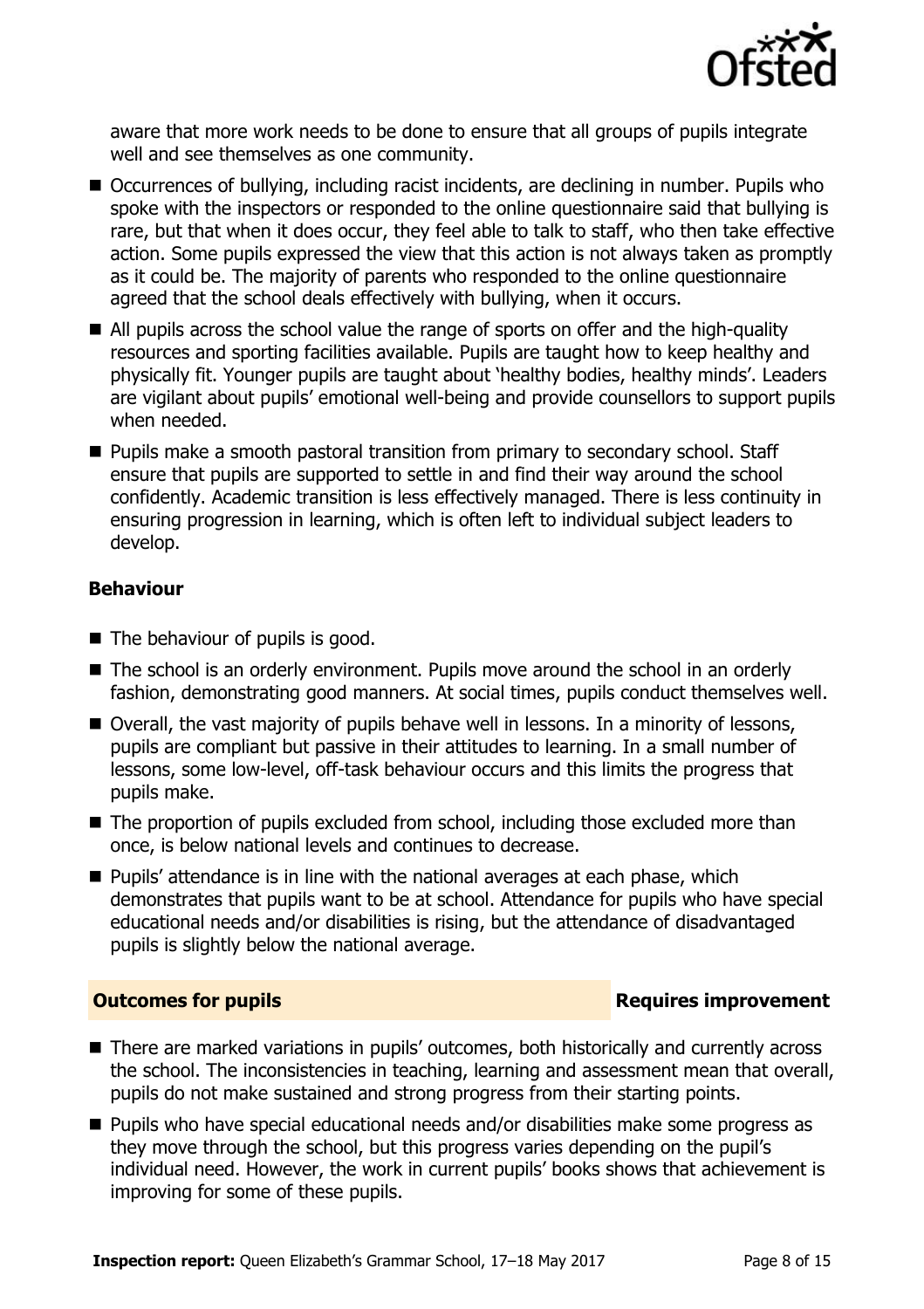aware that more work needs to be done to ensure that all groups of pupils integrate well and see themselves as one community.

- Occurrences of bullying, including racist incidents, are declining in number. Pupils who spoke with the inspectors or responded to the online questionnaire said that bullying is rare, but that when it does occur, they feel able to talk to staff, who then take effective action. Some pupils expressed the view that this action is not always taken as promptly as it could be. The majority of parents who responded to the online questionnaire agreed that the school deals effectively with bullying, when it occurs.
- All pupils across the school value the range of sports on offer and the high-quality resources and sporting facilities available. Pupils are taught how to keep healthy and physically fit. Younger pupils are taught about 'healthy bodies, healthy minds'. Leaders are vigilant about pupils' emotional well-being and provide counsellors to support pupils when needed.
- Pupils make a smooth pastoral transition from primary to secondary school. Staff ensure that pupils are supported to settle in and find their way around the school confidently. Academic transition is less effectively managed. There is less continuity in ensuring progression in learning, which is often left to individual subject leaders to develop.

### Behaviour

- The behaviour of pupils is good.
- The school is an orderly environment. Pupils move around the school in an orderly fashion, demonstrating good manners. At social times, pupils conduct themselves well.
- Overall, the vast majority of pupils behave well in lessons. In a minority of lessons, pupils are compliant but passive in their attitudes to learning. In a small number of lessons, some low-level, off-task behaviour occurs and this limits the progress that pupils make.
- The proportion of pupils excluded from school, including those excluded more than once, is below national levels and continues to decrease.
- Pupils' attendance is in line with the national averages at each phase, which demonstrates that pupils want to be at school. Attendance for pupils who have special educational needs and/or disabilities is rising, but the attendance of disadvantaged pupils is slightly below the national average.

## Outcomes for pupils — Requires improvement

- There are marked variations in pupils' outcomes, both historically and currently across the school. The inconsistencies in teaching, learning and assessment mean that overall, pupils do not make sustained and strong progress from their starting points.
- Pupils who have special educational needs and/or disabilities make some progress as they move through the school, but this progress varies depending on the pupil's individual need. However, the work in current pupils' books shows that achievement is improving for some of these pupils.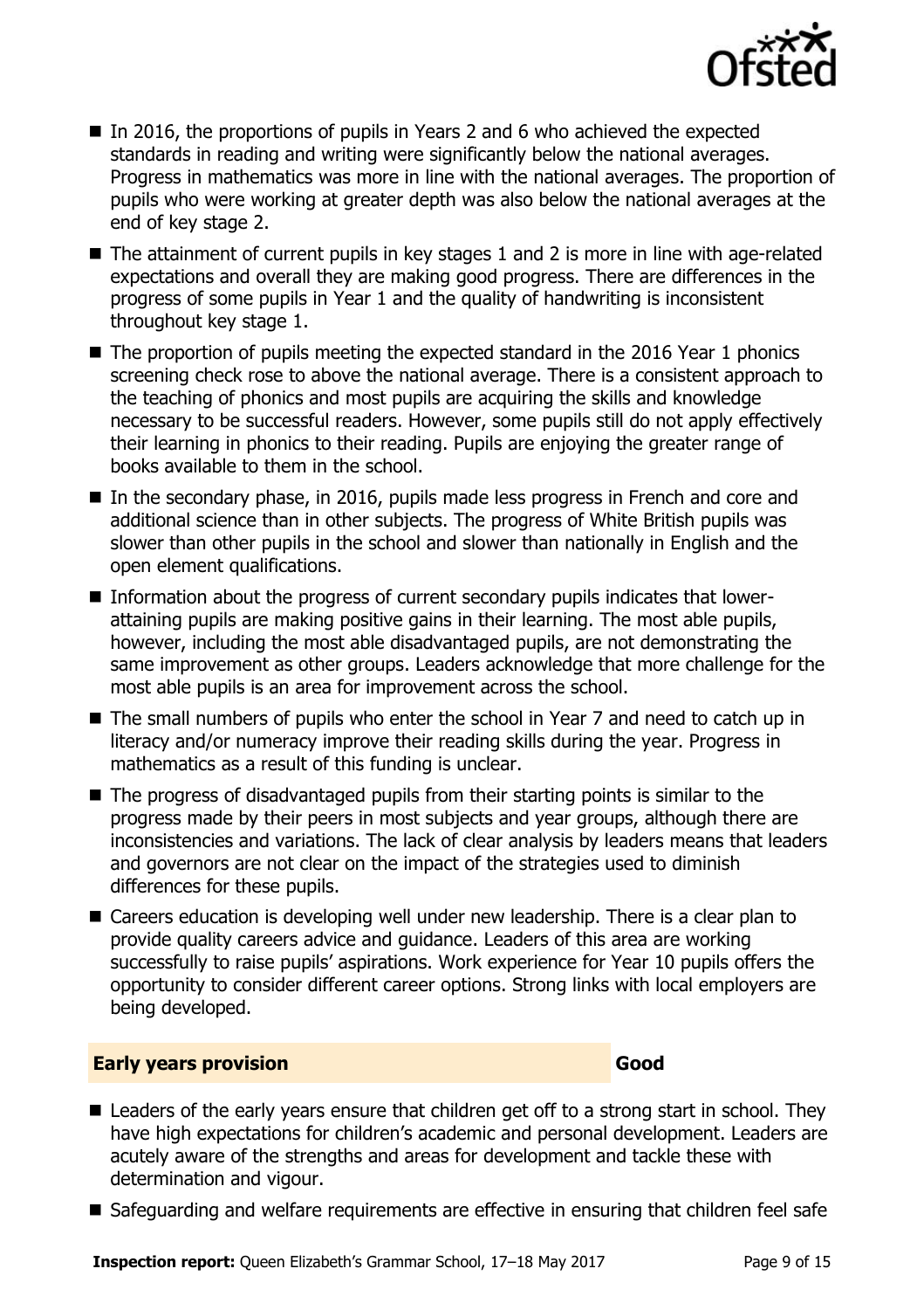- In 2016, the proportions of pupils in Years 2 and 6 who achieved the expected standards in reading and writing were significantly below the national averages. Progress in mathematics was more in line with the national averages. The proportion of pupils who were working at greater depth was also below the national averages at the end of key stage 2.
- The attainment of current pupils in key stages 1 and 2 is more in line with age-related expectations and overall they are making good progress. There are differences in the progress of some pupils in Year 1 and the quality of handwriting is inconsistent throughout key stage 1.
- The proportion of pupils meeting the expected standard in the 2016 Year 1 phonics screening check rose to above the national average. There is a consistent approach to the teaching of phonics and most pupils are acquiring the skills and knowledge necessary to be successful readers. However, some pupils still do not apply effectively their learning in phonics to their reading. Pupils are enjoying the greater range of books available to them in the school.
- In the secondary phase, in 2016, pupils made less progress in French and core and additional science than in other subjects. The progress of White British pupils was slower than other pupils in the school and slower than nationally in English and the open element qualifications.
- Information about the progress of current secondary pupils indicates that lower-attaining pupils are making positive gains in their learning. The most able pupils, however, including the most able disadvantaged pupils, are not demonstrating the same improvement as other groups. Leaders acknowledge that more challenge for the most able pupils is an area for improvement across the school.
- The small numbers of pupils who enter the school in Year 7 and need to catch up in literacy and/or numeracy improve their reading skills during the year. Progress in mathematics as a result of this funding is unclear.
- The progress of disadvantaged pupils from their starting points is similar to the progress made by their peers in most subjects and year groups, although there are inconsistencies and variations. The lack of clear analysis by leaders means that leaders and governors are not clear on the impact of the strategies used to diminish differences for these pupils.
- Careers education is developing well under new leadership. There is a clear plan to provide quality careers advice and guidance. Leaders of this area are working successfully to raise pupils' aspirations. Work experience for Year 10 pupils offers the opportunity to consider different career options. Strong links with local employers are being developed.

## Early years provision — Good

- Leaders of the early years ensure that children get off to a strong start in school. They have high expectations for children's academic and personal development. Leaders are acutely aware of the strengths and areas for development and tackle these with determination and vigour.
- Safeguarding and welfare requirements are effective in ensuring that children feel safe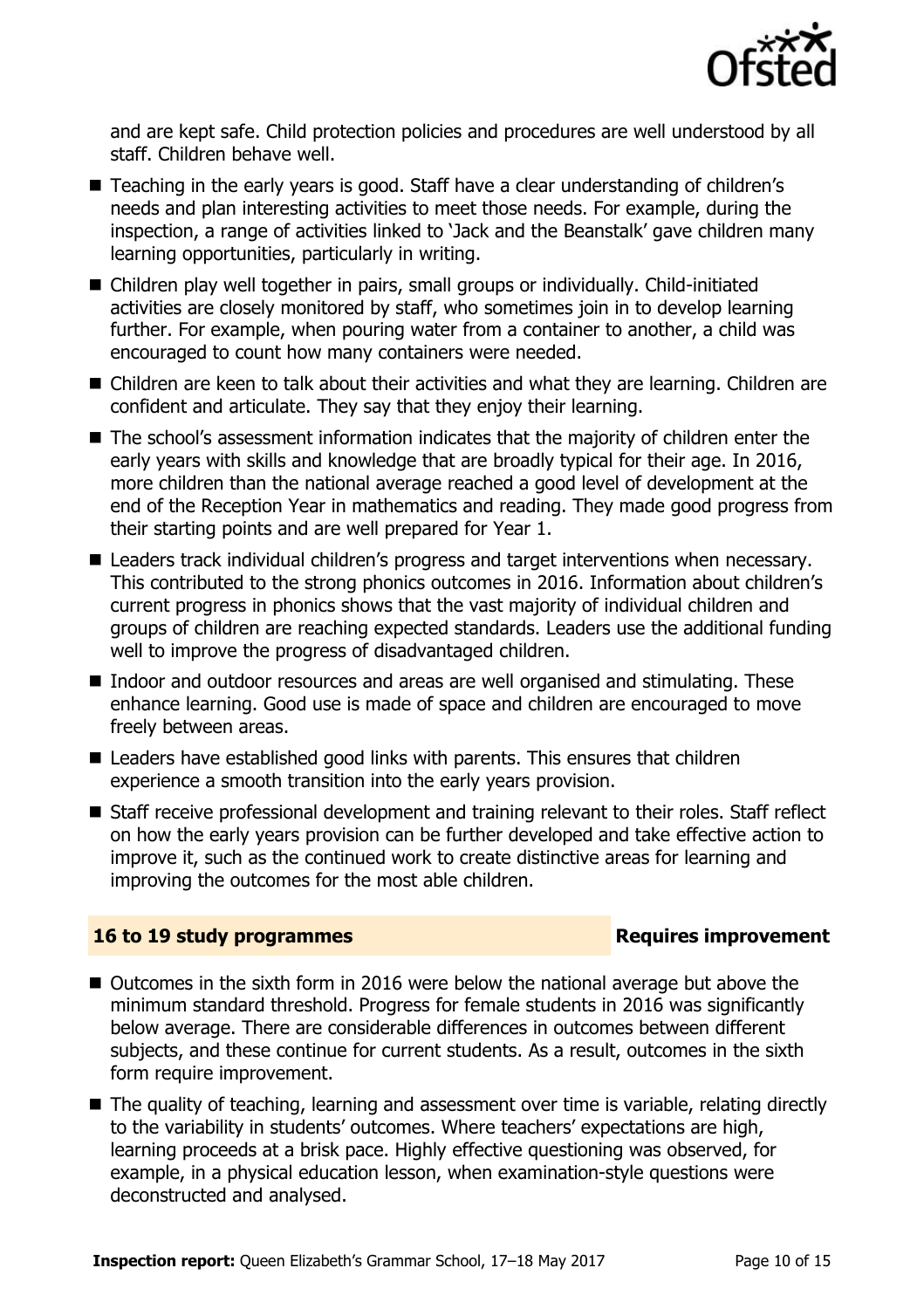and are kept safe. Child protection policies and procedures are well understood by all staff. Children behave well.

- Teaching in the early years is good. Staff have a clear understanding of children's needs and plan interesting activities to meet those needs. For example, during the inspection, a range of activities linked to 'Jack and the Beanstalk' gave children many learning opportunities, particularly in writing.
- Children play well together in pairs, small groups or individually. Child-initiated activities are closely monitored by staff, who sometimes join in to develop learning further. For example, when pouring water from a container to another, a child was encouraged to count how many containers were needed.
- Children are keen to talk about their activities and what they are learning. Children are confident and articulate. They say that they enjoy their learning.
- The school's assessment information indicates that the majority of children enter the early years with skills and knowledge that are broadly typical for their age. In 2016, more children than the national average reached a good level of development at the end of the Reception Year in mathematics and reading. They made good progress from their starting points and are well prepared for Year 1.
- Leaders track individual children's progress and target interventions when necessary. This contributed to the strong phonics outcomes in 2016. Information about children's current progress in phonics shows that the vast majority of individual children and groups of children are reaching expected standards. Leaders use the additional funding well to improve the progress of disadvantaged children.
- Indoor and outdoor resources and areas are well organised and stimulating. These enhance learning. Good use is made of space and children are encouraged to move freely between areas.
- Leaders have established good links with parents. This ensures that children experience a smooth transition into the early years provision.
- Staff receive professional development and training relevant to their roles. Staff reflect on how the early years provision can be further developed and take effective action to improve it, such as the continued work to create distinctive areas for learning and improving the outcomes for the most able children.

## 16 to 19 study programmes — Requires improvement

- Outcomes in the sixth form in 2016 were below the national average but above the minimum standard threshold. Progress for female students in 2016 was significantly below average. There are considerable differences in outcomes between different subjects, and these continue for current students. As a result, outcomes in the sixth form require improvement.
- The quality of teaching, learning and assessment over time is variable, relating directly to the variability in students' outcomes. Where teachers' expectations are high, learning proceeds at a brisk pace. Highly effective questioning was observed, for example, in a physical education lesson, when examination-style questions were deconstructed and analysed.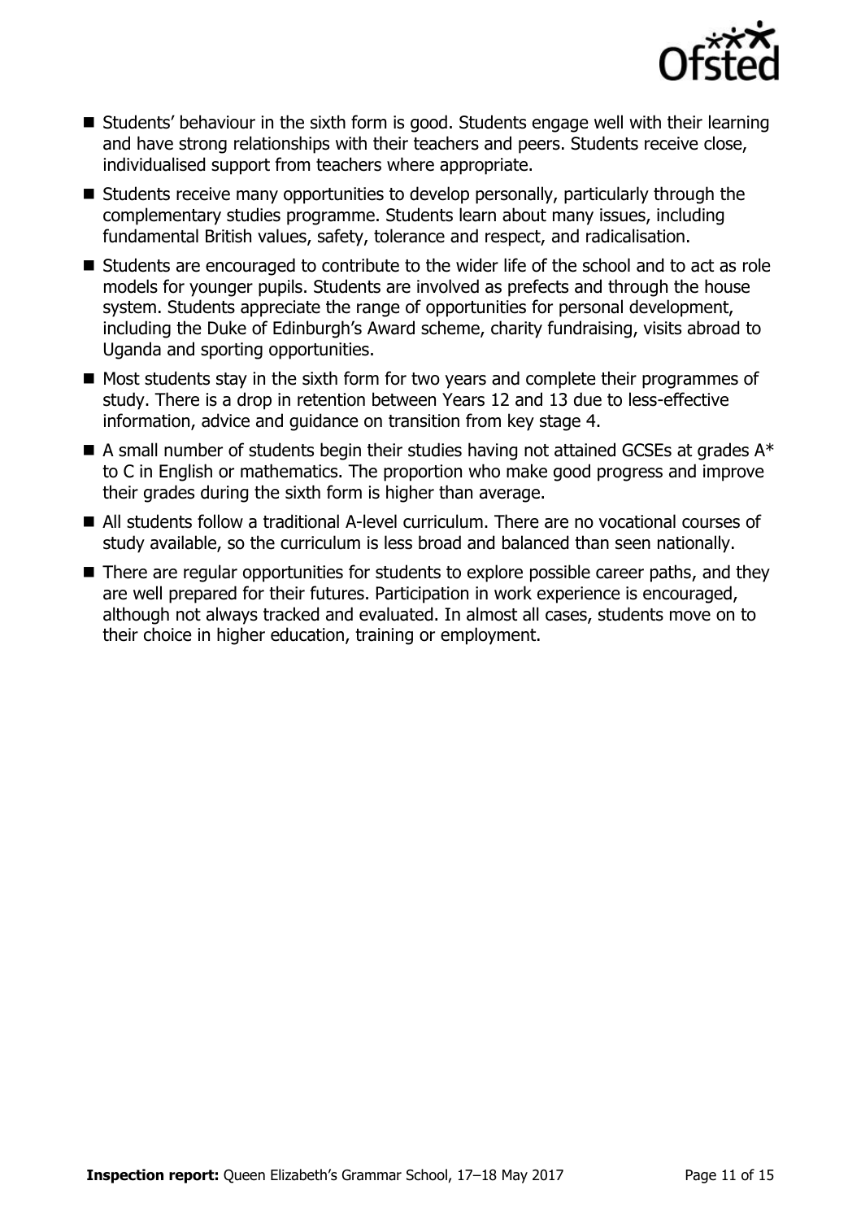- Students' behaviour in the sixth form is good. Students engage well with their learning and have strong relationships with their teachers and peers. Students receive close, individualised support from teachers where appropriate.
- Students receive many opportunities to develop personally, particularly through the complementary studies programme. Students learn about many issues, including fundamental British values, safety, tolerance and respect, and radicalisation.
- Students are encouraged to contribute to the wider life of the school and to act as role models for younger pupils. Students are involved as prefects and through the house system. Students appreciate the range of opportunities for personal development, including the Duke of Edinburgh's Award scheme, charity fundraising, visits abroad to Uganda and sporting opportunities.
- Most students stay in the sixth form for two years and complete their programmes of study. There is a drop in retention between Years 12 and 13 due to less-effective information, advice and guidance on transition from key stage 4.
- A small number of students begin their studies having not attained GCSEs at grades A* to C in English or mathematics. The proportion who make good progress and improve their grades during the sixth form is higher than average.
- All students follow a traditional A-level curriculum. There are no vocational courses of study available, so the curriculum is less broad and balanced than seen nationally.
- There are regular opportunities for students to explore possible career paths, and they are well prepared for their futures. Participation in work experience is encouraged, although not always tracked and evaluated. In almost all cases, students move on to their choice in higher education, training or employment.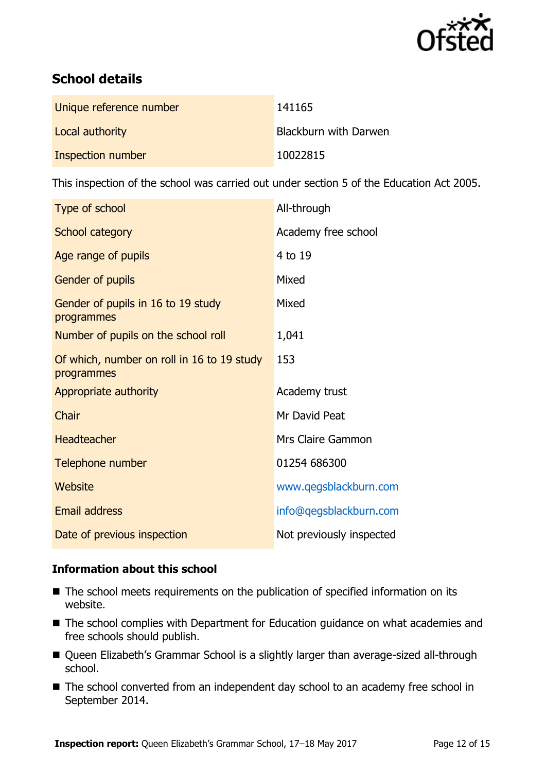## School details

| | |
|---|---|
| Unique reference number | 141165 |
| Local authority | Blackburn with Darwen |
| Inspection number | 10022815 |

This inspection of the school was carried out under section 5 of the Education Act 2005.

| | |
|---|---|
| Type of school | All-through |
| School category | Academy free school |
| Age range of pupils | 4 to 19 |
| Gender of pupils | Mixed |
| Gender of pupils in 16 to 19 study programmes | Mixed |
| Number of pupils on the school roll | 1,041 |
| Of which, number on roll in 16 to 19 study programmes | 153 |
| Appropriate authority | Academy trust |
| Chair | Mr David Peat |
| Headteacher | Mrs Claire Gammon |
| Telephone number | 01254 686300 |
| Website | www.qegsblackburn.com |
| Email address | info@qegsblackburn.com |
| Date of previous inspection | Not previously inspected |

### Information about this school

- The school meets requirements on the publication of specified information on its website.
- The school complies with Department for Education guidance on what academies and free schools should publish.
- Queen Elizabeth's Grammar School is a slightly larger than average-sized all-through school.
- The school converted from an independent day school to an academy free school in September 2014.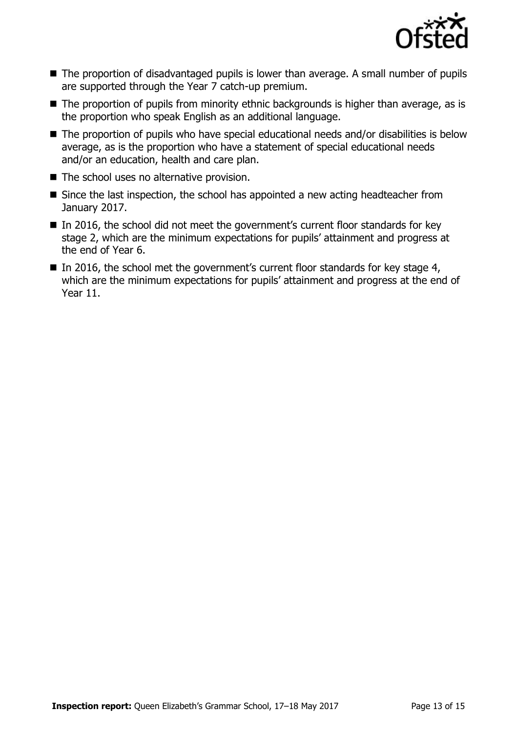- The proportion of disadvantaged pupils is lower than average. A small number of pupils are supported through the Year 7 catch-up premium.
- The proportion of pupils from minority ethnic backgrounds is higher than average, as is the proportion who speak English as an additional language.
- The proportion of pupils who have special educational needs and/or disabilities is below average, as is the proportion who have a statement of special educational needs and/or an education, health and care plan.
- The school uses no alternative provision.
- Since the last inspection, the school has appointed a new acting headteacher from January 2017.
- In 2016, the school did not meet the government's current floor standards for key stage 2, which are the minimum expectations for pupils' attainment and progress at the end of Year 6.
- In 2016, the school met the government's current floor standards for key stage 4, which are the minimum expectations for pupils' attainment and progress at the end of Year 11.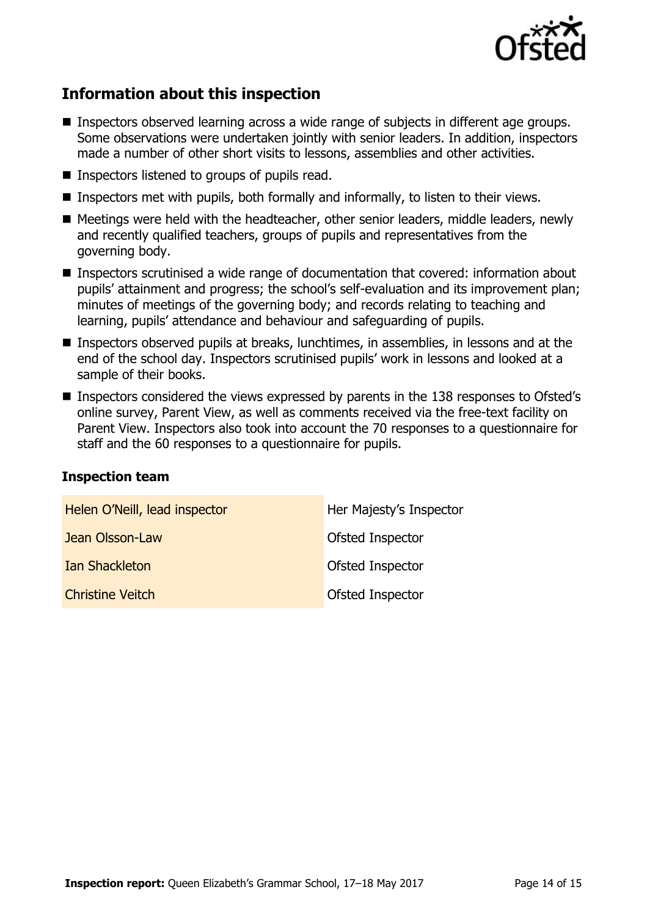## Information about this inspection

- Inspectors observed learning across a wide range of subjects in different age groups. Some observations were undertaken jointly with senior leaders. In addition, inspectors made a number of other short visits to lessons, assemblies and other activities.
- Inspectors listened to groups of pupils read.
- Inspectors met with pupils, both formally and informally, to listen to their views.
- Meetings were held with the headteacher, other senior leaders, middle leaders, newly and recently qualified teachers, groups of pupils and representatives from the governing body.
- Inspectors scrutinised a wide range of documentation that covered: information about pupils' attainment and progress; the school's self-evaluation and its improvement plan; minutes of meetings of the governing body; and records relating to teaching and learning, pupils' attendance and behaviour and safeguarding of pupils.
- Inspectors observed pupils at breaks, lunchtimes, in assemblies, in lessons and at the end of the school day. Inspectors scrutinised pupils' work in lessons and looked at a sample of their books.
- Inspectors considered the views expressed by parents in the 138 responses to Ofsted's online survey, Parent View, as well as comments received via the free-text facility on Parent View. Inspectors also took into account the 70 responses to a questionnaire for staff and the 60 responses to a questionnaire for pupils.

### Inspection team

| | |
|---|---|
| Helen O'Neill, lead inspector | Her Majesty's Inspector |
| Jean Olsson-Law | Ofsted Inspector |
| Ian Shackleton | Ofsted Inspector |
| Christine Veitch | Ofsted Inspector |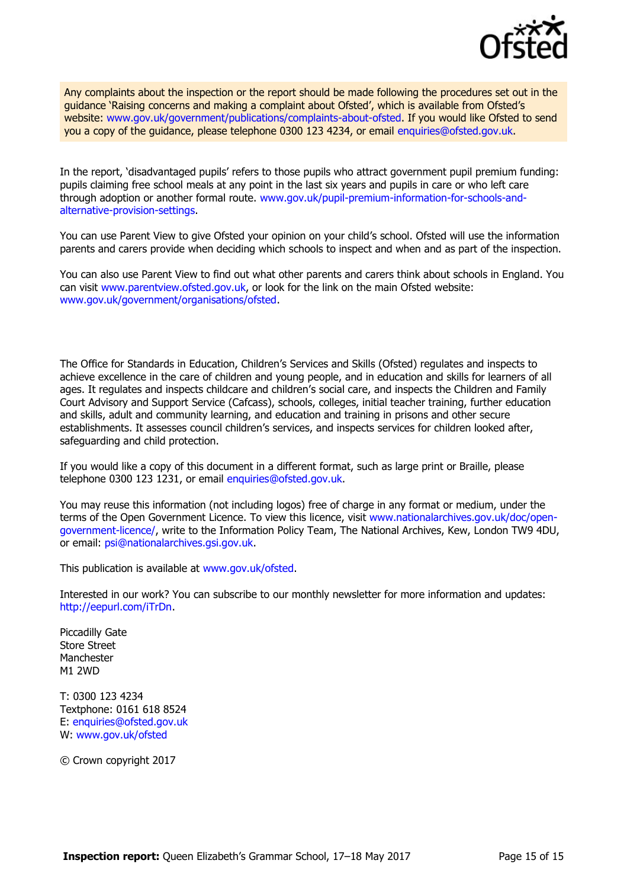Any complaints about the inspection or the report should be made following the procedures set out in the guidance 'Raising concerns and making a complaint about Ofsted', which is available from Ofsted's website: www.gov.uk/government/publications/complaints-about-ofsted. If you would like Ofsted to send you a copy of the guidance, please telephone 0300 123 4234, or email enquiries@ofsted.gov.uk.

In the report, 'disadvantaged pupils' refers to those pupils who attract government pupil premium funding: pupils claiming free school meals at any point in the last six years and pupils in care or who left care through adoption or another formal route. www.gov.uk/pupil-premium-information-for-schools-and-alternative-provision-settings.

You can use Parent View to give Ofsted your opinion on your child's school. Ofsted will use the information parents and carers provide when deciding which schools to inspect and when and as part of the inspection.

You can also use Parent View to find out what other parents and carers think about schools in England. You can visit www.parentview.ofsted.gov.uk, or look for the link on the main Ofsted website: www.gov.uk/government/organisations/ofsted.

The Office for Standards in Education, Children's Services and Skills (Ofsted) regulates and inspects to achieve excellence in the care of children and young people, and in education and skills for learners of all ages. It regulates and inspects childcare and children's social care, and inspects the Children and Family Court Advisory and Support Service (Cafcass), schools, colleges, initial teacher training, further education and skills, adult and community learning, and education and training in prisons and other secure establishments. It assesses council children's services, and inspects services for children looked after, safeguarding and child protection.

If you would like a copy of this document in a different format, such as large print or Braille, please telephone 0300 123 1231, or email enquiries@ofsted.gov.uk.

You may reuse this information (not including logos) free of charge in any format or medium, under the terms of the Open Government Licence. To view this licence, visit www.nationalarchives.gov.uk/doc/open-government-licence/, write to the Information Policy Team, The National Archives, Kew, London TW9 4DU, or email: psi@nationalarchives.gsi.gov.uk.

This publication is available at www.gov.uk/ofsted.

Interested in our work? You can subscribe to our monthly newsletter for more information and updates: http://eepurl.com/iTrDn.

Piccadilly Gate
Store Street
Manchester
M1 2WD

T: 0300 123 4234
Textphone: 0161 618 8524
E: enquiries@ofsted.gov.uk
W: www.gov.uk/ofsted

© Crown copyright 2017